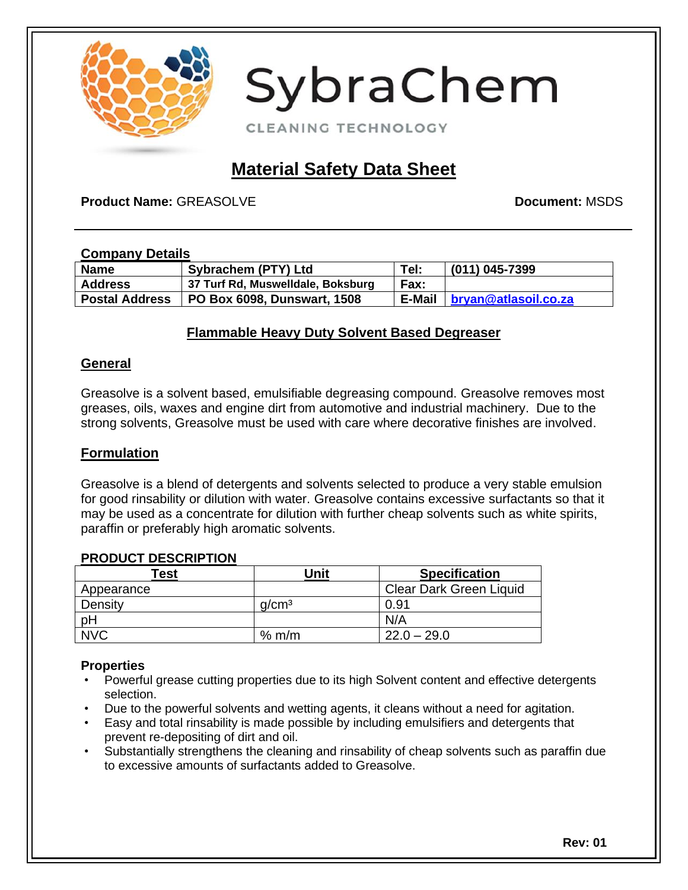# SybraChem

CLEANING TECHNOLOGY

## Material Safety Data Sheet

**Product Name:** GREASOLVE **Document:** MSDS

### Company Details

| Name | Sybrachem (PTY) Ltd | Tel: | (011) 045-7399 |
|---|---|---|---|
| Address | 37 Turf Rd, Muswelldale, Boksburg | Fax: | |
| Postal Address | PO Box 6098, Dunswart, 1508 | E-Mail | bryan@atlasoil.co.za |

### Flammable Heavy Duty Solvent Based Degreaser

### General

Greasolve is a solvent based, emulsifiable degreasing compound. Greasolve removes most greases, oils, waxes and engine dirt from automotive and industrial machinery. Due to the strong solvents, Greasolve must be used with care where decorative finishes are involved.

### Formulation

Greasolve is a blend of detergents and solvents selected to produce a very stable emulsion for good rinsability or dilution with water. Greasolve contains excessive surfactants so that it may be used as a concentrate for dilution with further cheap solvents such as white spirits, paraffin or preferably high aromatic solvents.

### PRODUCT DESCRIPTION

| Test | Unit | Specification |
|---|---|---|
| Appearance | | Clear Dark Green Liquid |
| Density | $g/cm^3$ | 0.91 |
| pH | | N/A |
| NVC | % m/m | 22.0 – 29.0 |

### Properties

- Powerful grease cutting properties due to its high Solvent content and effective detergents selection.
- Due to the powerful solvents and wetting agents, it cleans without a need for agitation.
- Easy and total rinsability is made possible by including emulsifiers and detergents that prevent re-depositing of dirt and oil.
- Substantially strengthens the cleaning and rinsability of cheap solvents such as paraffin due to excessive amounts of surfactants added to Greasolve.

**Rev: 01**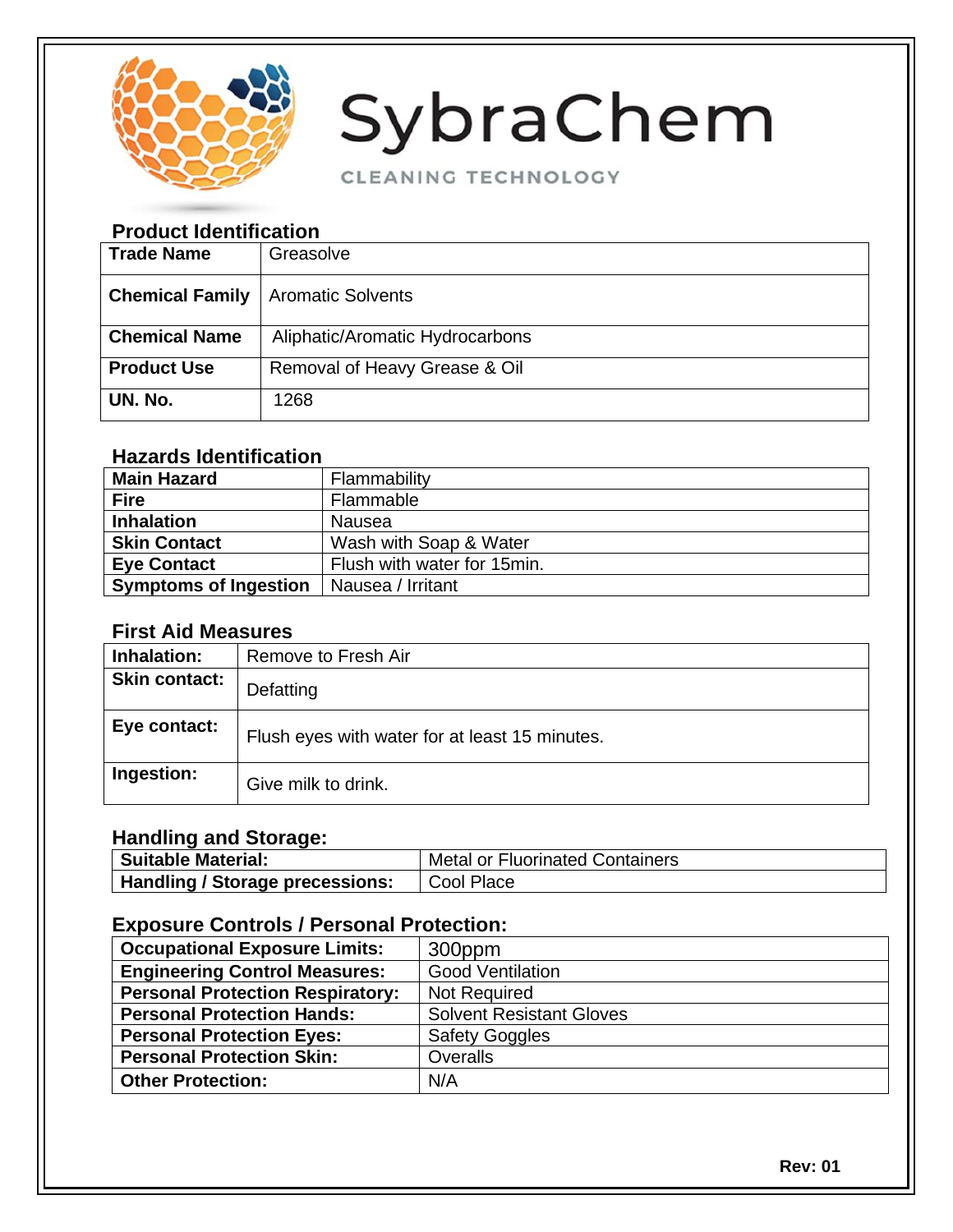# SybraChem

CLEANING TECHNOLOGY

## Product Identification

| Trade Name | Greasolve |
|---|---|
| Chemical Family | Aromatic Solvents |
| Chemical Name | Aliphatic/Aromatic Hydrocarbons |
| Product Use | Removal of Heavy Grease & Oil |
| UN. No. | 1268 |

## Hazards Identification

| Main Hazard | Flammability |
|---|---|
| Fire | Flammable |
| Inhalation | Nausea |
| Skin Contact | Wash with Soap & Water |
| Eye Contact | Flush with water for 15min. |
| Symptoms of Ingestion | Nausea / Irritant |

## First Aid Measures

| Inhalation: | Remove to Fresh Air |
|---|---|
| Skin contact: | Defatting |
| Eye contact: | Flush eyes with water for at least 15 minutes. |
| Ingestion: | Give milk to drink. |

## Handling and Storage:

| Suitable Material: | Metal or Fluorinated Containers |
|---|---|
| Handling / Storage precessions: | Cool Place |

## Exposure Controls / Personal Protection:

| Occupational Exposure Limits: | 300ppm |
|---|---|
| Engineering Control Measures: | Good Ventilation |
| Personal Protection Respiratory: | Not Required |
| Personal Protection Hands: | Solvent Resistant Gloves |
| Personal Protection Eyes: | Safety Goggles |
| Personal Protection Skin: | Overalls |
| Other Protection: | N/A |

**Rev: 01**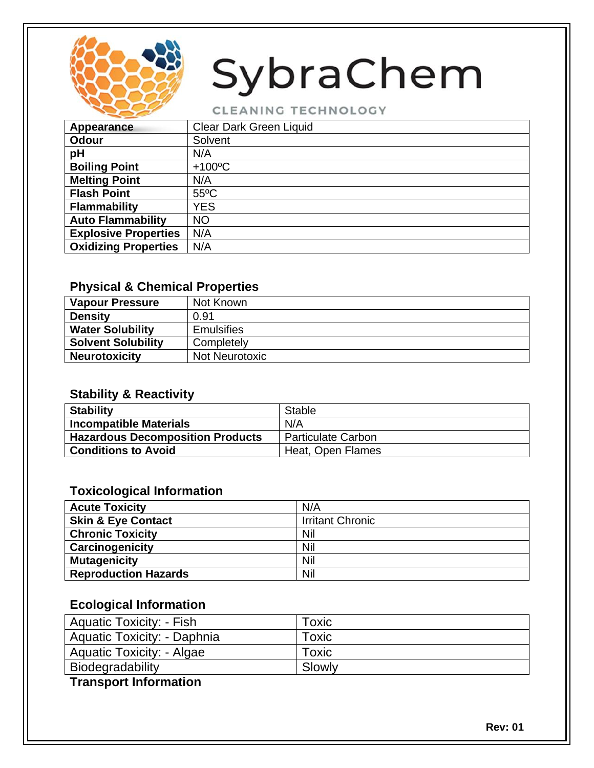SybraChem

CLEANING TECHNOLOGY

| Appearance | Clear Dark Green Liquid |
| --- | --- |
| Odour | Solvent |
| pH | N/A |
| Boiling Point | +100ºC |
| Melting Point | N/A |
| Flash Point | 55ºC |
| Flammability | YES |
| Auto Flammability | NO |
| Explosive Properties | N/A |
| Oxidizing Properties | N/A |

### Physical & Chemical Properties

| Vapour Pressure | Not Known |
| --- | --- |
| Density | 0.91 |
| Water Solubility | Emulsifies |
| Solvent Solubility | Completely |
| Neurotoxicity | Not Neurotoxic |

### Stability & Reactivity

| Stability | Stable |
| --- | --- |
| Incompatible Materials | N/A |
| Hazardous Decomposition Products | Particulate Carbon |
| Conditions to Avoid | Heat, Open Flames |

### Toxicological Information

| Acute Toxicity | N/A |
| --- | --- |
| Skin & Eye Contact | Irritant Chronic |
| Chronic Toxicity | Nil |
| Carcinogenicity | Nil |
| Mutagenicity | Nil |
| Reproduction Hazards | Nil |

### Ecological Information

| Aquatic Toxicity: - Fish | Toxic |
| --- | --- |
| Aquatic Toxicity: - Daphnia | Toxic |
| Aquatic Toxicity: - Algae | Toxic |
| Biodegradability | Slowly |

### Transport Information

**Rev: 01**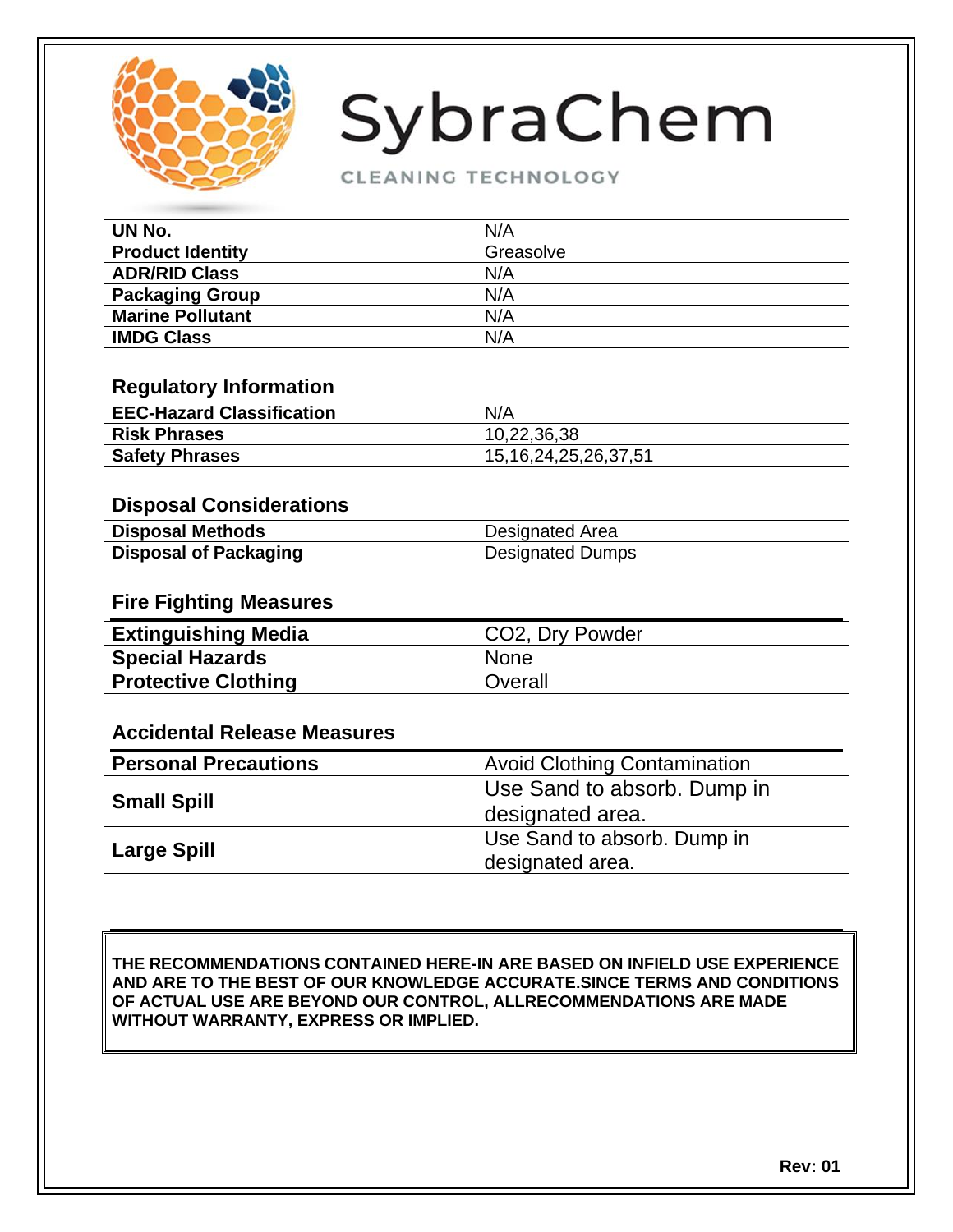# SybraChem

CLEANING TECHNOLOGY

| UN No. | N/A |
| --- | --- |
| Product Identity | Greasolve |
| ADR/RID Class | N/A |
| Packaging Group | N/A |
| Marine Pollutant | N/A |
| IMDG Class | N/A |

## Regulatory Information

| EEC-Hazard Classification | N/A |
| --- | --- |
| Risk Phrases | 10,22,36,38 |
| Safety Phrases | 15,16,24,25,26,37,51 |

## Disposal Considerations

| Disposal Methods | Designated Area |
| --- | --- |
| Disposal of Packaging | Designated Dumps |

## Fire Fighting Measures

| Extinguishing Media | $CO_2$, Dry Powder |
| --- | --- |
| Special Hazards | None |
| Protective Clothing | Overall |

## Accidental Release Measures

| Personal Precautions | Avoid Clothing Contamination |
| --- | --- |
| Small Spill | Use Sand to absorb. Dump in designated area. |
| Large Spill | Use Sand to absorb. Dump in designated area. |

**THE RECOMMENDATIONS CONTAINED HERE-IN ARE BASED ON INFIELD USE EXPERIENCE AND ARE TO THE BEST OF OUR KNOWLEDGE ACCURATE.SINCE TERMS AND CONDITIONS OF ACTUAL USE ARE BEYOND OUR CONTROL, ALLRECOMMENDATIONS ARE MADE WITHOUT WARRANTY, EXPRESS OR IMPLIED.**

**Rev: 01**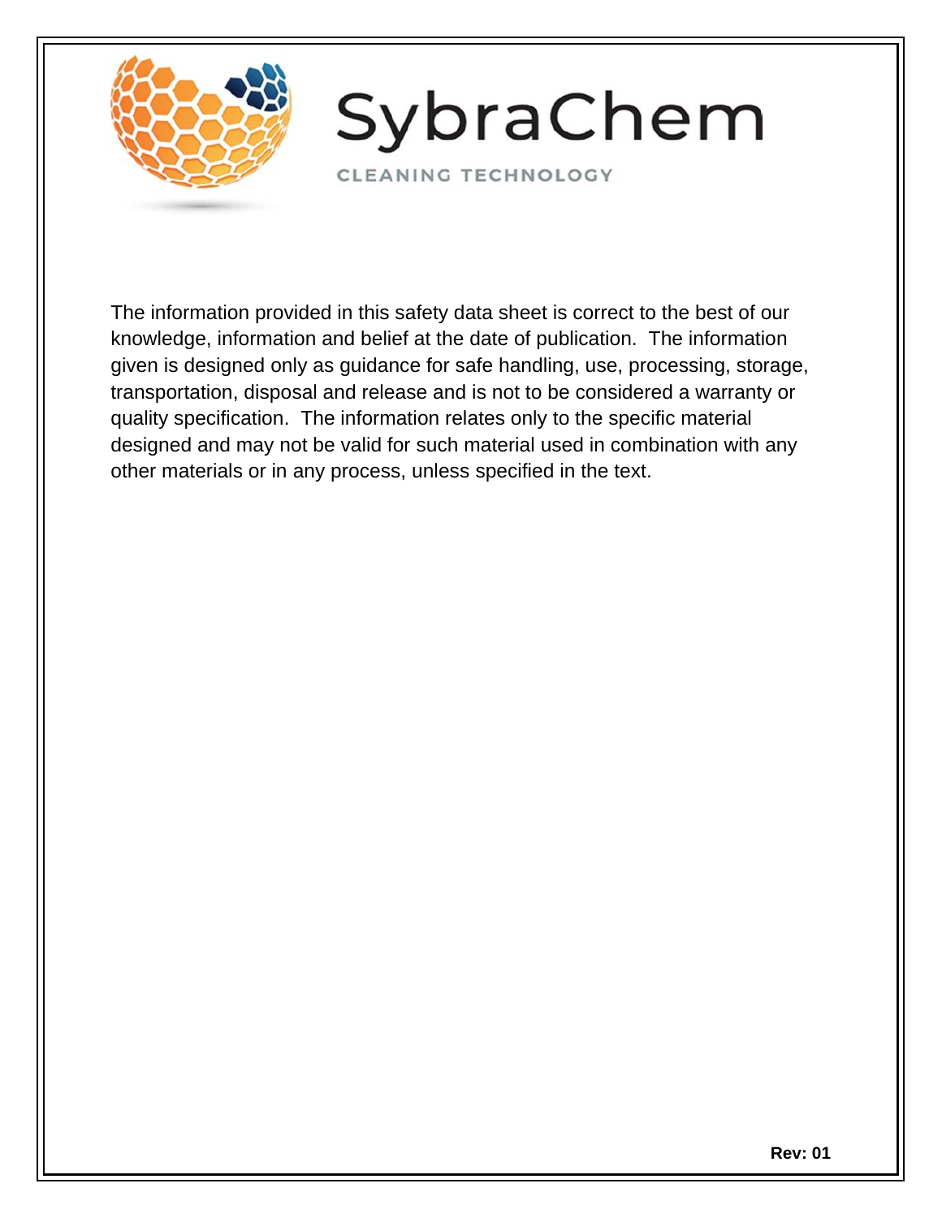SybraChem

CLEANING TECHNOLOGY

The information provided in this safety data sheet is correct to the best of our knowledge, information and belief at the date of publication. The information given is designed only as guidance for safe handling, use, processing, storage, transportation, disposal and release and is not to be considered a warranty or quality specification. The information relates only to the specific material designed and may not be valid for such material used in combination with any other materials or in any process, unless specified in the text.

**Rev: 01**